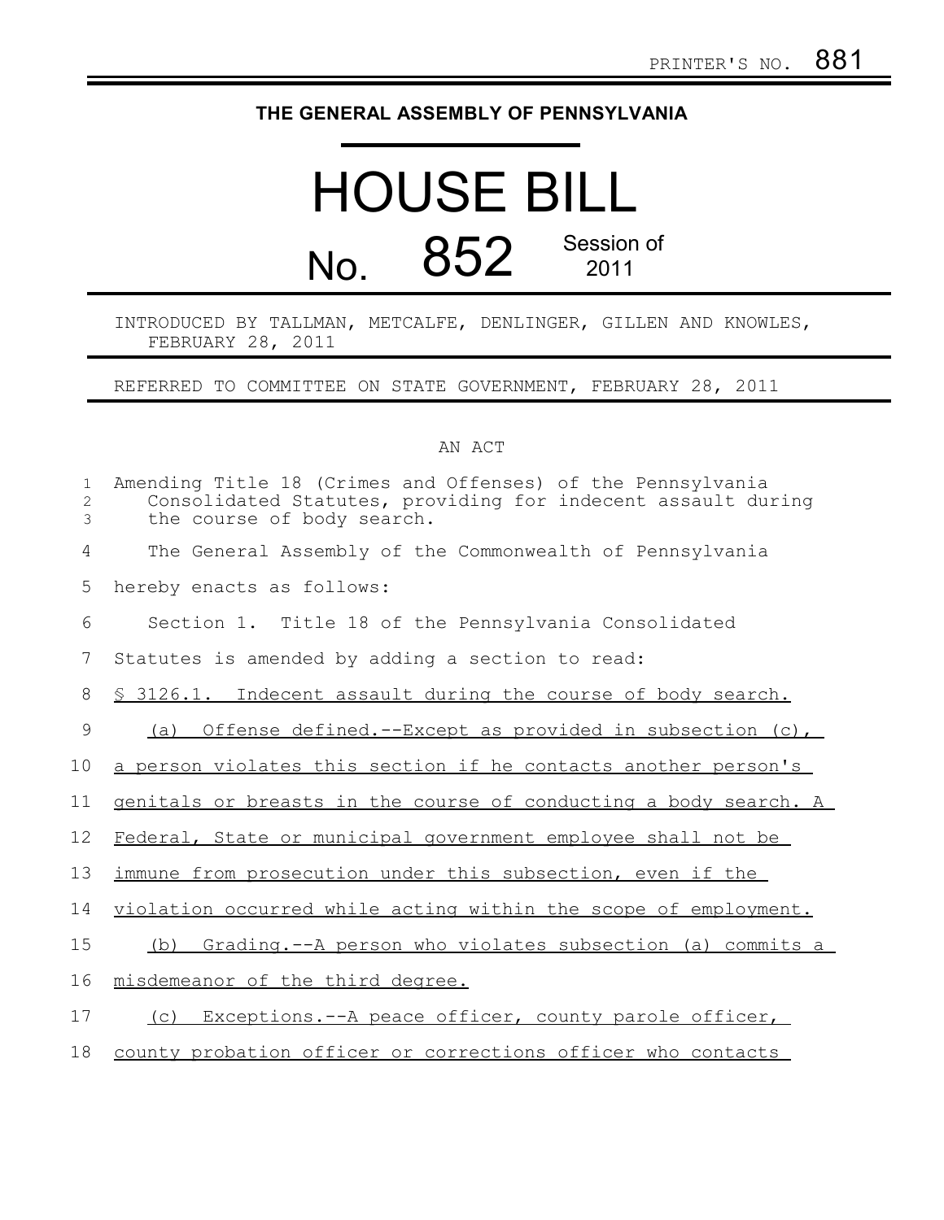PRINTER'S NO. 881

**THE GENERAL ASSEMBLY OF PENNSYLVANIA**

# HOUSE BILL

# No. 852 Session of 2011

INTRODUCED BY TALLMAN, METCALFE, DENLINGER, GILLEN AND KNOWLES, FEBRUARY 28, 2011

REFERRED TO COMMITTEE ON STATE GOVERNMENT, FEBRUARY 28, 2011

AN ACT

Amending Title 18 (Crimes and Offenses) of the Pennsylvania Consolidated Statutes, providing for indecent assault during the course of body search.

The General Assembly of the Commonwealth of Pennsylvania hereby enacts as follows:

Section 1. Title 18 of the Pennsylvania Consolidated Statutes is amended by adding a section to read:

§ 3126.1. Indecent assault during the course of body search.

(a) Offense defined.--Except as provided in subsection (c), a person violates this section if he contacts another person's genitals or breasts in the course of conducting a body search. A Federal, State or municipal government employee shall not be immune from prosecution under this subsection, even if the violation occurred while acting within the scope of employment.

(b) Grading.--A person who violates subsection (a) commits a misdemeanor of the third degree.

(c) Exceptions.--A peace officer, county parole officer, county probation officer or corrections officer who contacts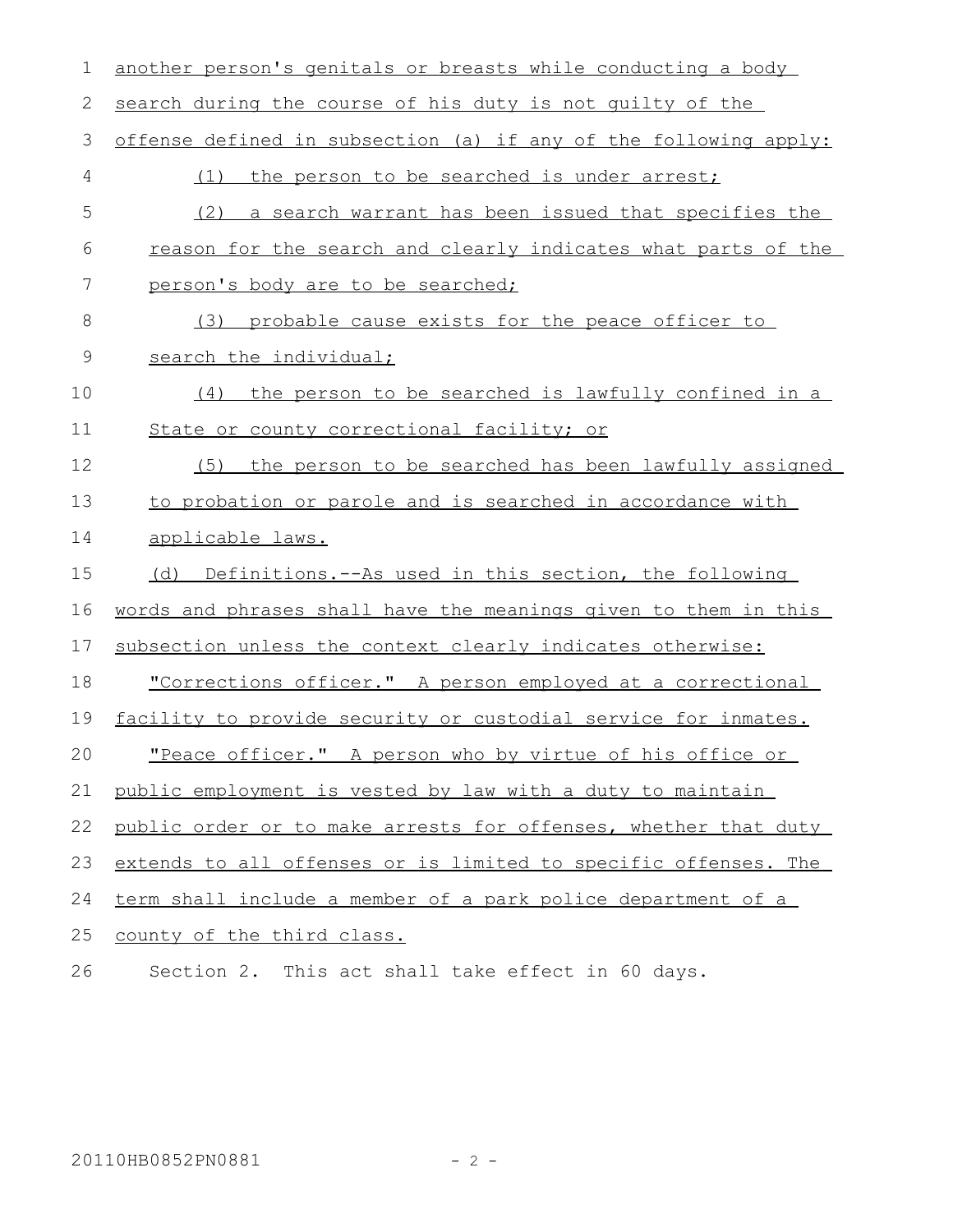another person's genitals or breasts while conducting a body search during the course of his duty is not guilty of the offense defined in subsection (a) if any of the following apply:

(1) the person to be searched is under arrest;

(2) a search warrant has been issued that specifies the reason for the search and clearly indicates what parts of the person's body are to be searched;

(3) probable cause exists for the peace officer to search the individual;

(4) the person to be searched is lawfully confined in a State or county correctional facility; or

(5) the person to be searched has been lawfully assigned to probation or parole and is searched in accordance with applicable laws.

(d) Definitions.--As used in this section, the following words and phrases shall have the meanings given to them in this subsection unless the context clearly indicates otherwise:

"Corrections officer." A person employed at a correctional facility to provide security or custodial service for inmates.

"Peace officer." A person who by virtue of his office or public employment is vested by law with a duty to maintain public order or to make arrests for offenses, whether that duty extends to all offenses or is limited to specific offenses. The term shall include a member of a park police department of a county of the third class.

Section 2. This act shall take effect in 60 days.